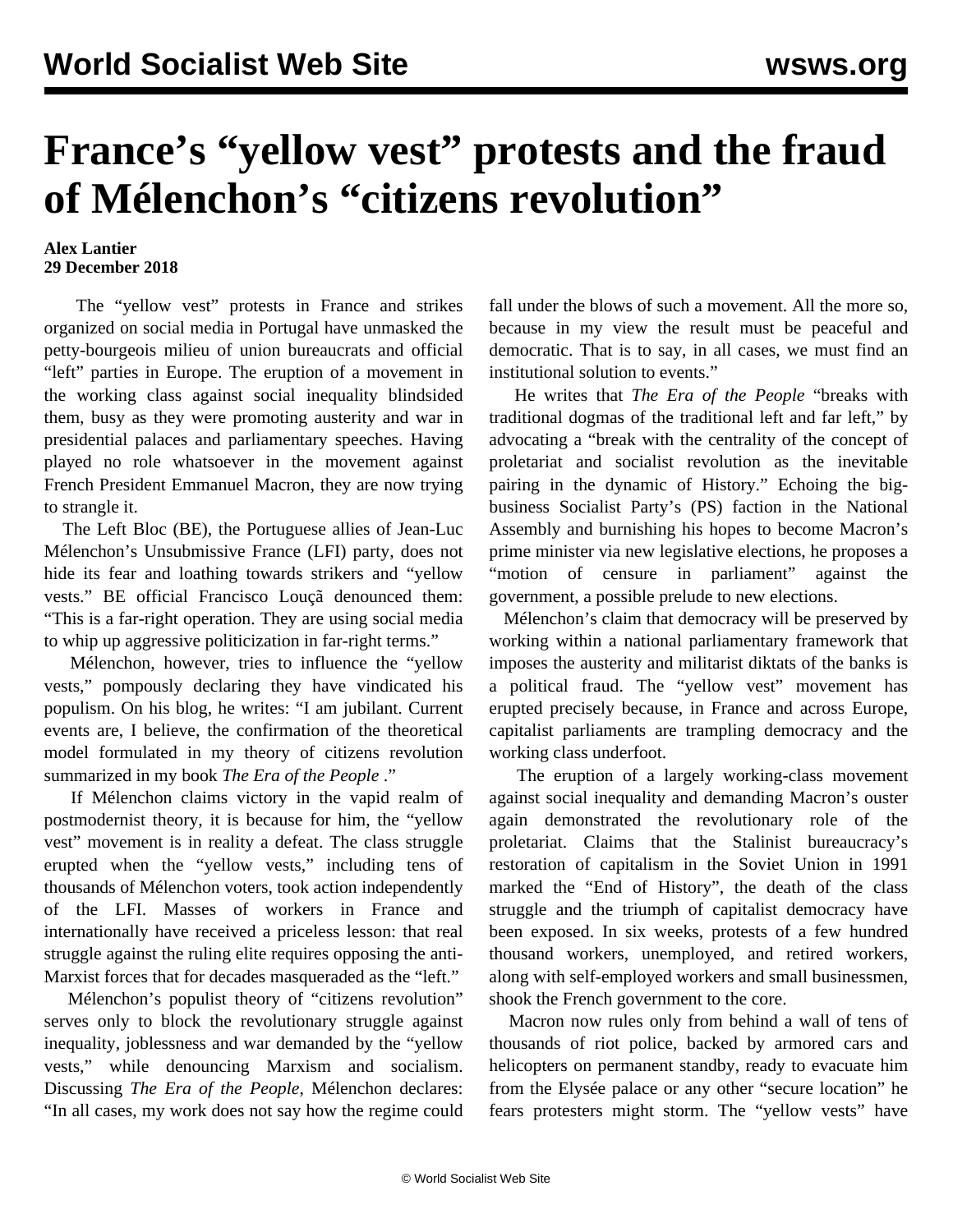# France's "yellow vest" protests and the fraud of Mélenchon's "citizens revolution"

**Alex Lantier**
**29 December 2018**

The "yellow vest" protests in France and strikes organized on social media in Portugal have unmasked the petty-bourgeois milieu of union bureaucrats and official "left" parties in Europe. The eruption of a movement in the working class against social inequality blindsided them, busy as they were promoting austerity and war in presidential palaces and parliamentary speeches. Having played no role whatsoever in the movement against French President Emmanuel Macron, they are now trying to strangle it.

The Left Bloc (BE), the Portuguese allies of Jean-Luc Mélenchon's Unsubmissive France (LFI) party, does not hide its fear and loathing towards strikers and "yellow vests." BE official Francisco Louçã denounced them: "This is a far-right operation. They are using social media to whip up aggressive politicization in far-right terms."

Mélenchon, however, tries to influence the "yellow vests," pompously declaring they have vindicated his populism. On his blog, he writes: "I am jubilant. Current events are, I believe, the confirmation of the theoretical model formulated in my theory of citizens revolution summarized in my book *The Era of the People* ."

If Mélenchon claims victory in the vapid realm of postmodernist theory, it is because for him, the "yellow vest" movement is in reality a defeat. The class struggle erupted when the "yellow vests," including tens of thousands of Mélenchon voters, took action independently of the LFI. Masses of workers in France and internationally have received a priceless lesson: that real struggle against the ruling elite requires opposing the anti-Marxist forces that for decades masqueraded as the "left."

Mélenchon's populist theory of "citizens revolution" serves only to block the revolutionary struggle against inequality, joblessness and war demanded by the "yellow vests," while denouncing Marxism and socialism. Discussing *The Era of the People*, Mélenchon declares: "In all cases, my work does not say how the regime could fall under the blows of such a movement. All the more so, because in my view the result must be peaceful and democratic. That is to say, in all cases, we must find an institutional solution to events."

He writes that *The Era of the People* "breaks with traditional dogmas of the traditional left and far left," by advocating a "break with the centrality of the concept of proletariat and socialist revolution as the inevitable pairing in the dynamic of History." Echoing the big-business Socialist Party's (PS) faction in the National Assembly and burnishing his hopes to become Macron's prime minister via new legislative elections, he proposes a "motion of censure in parliament" against the government, a possible prelude to new elections.

Mélenchon's claim that democracy will be preserved by working within a national parliamentary framework that imposes the austerity and militarist diktats of the banks is a political fraud. The "yellow vest" movement has erupted precisely because, in France and across Europe, capitalist parliaments are trampling democracy and the working class underfoot.

The eruption of a largely working-class movement against social inequality and demanding Macron's ouster again demonstrated the revolutionary role of the proletariat. Claims that the Stalinist bureaucracy's restoration of capitalism in the Soviet Union in 1991 marked the "End of History", the death of the class struggle and the triumph of capitalist democracy have been exposed. In six weeks, protests of a few hundred thousand workers, unemployed, and retired workers, along with self-employed workers and small businessmen, shook the French government to the core.

Macron now rules only from behind a wall of tens of thousands of riot police, backed by armored cars and helicopters on permanent standby, ready to evacuate him from the Elysée palace or any other "secure location" he fears protesters might storm. The "yellow vests" have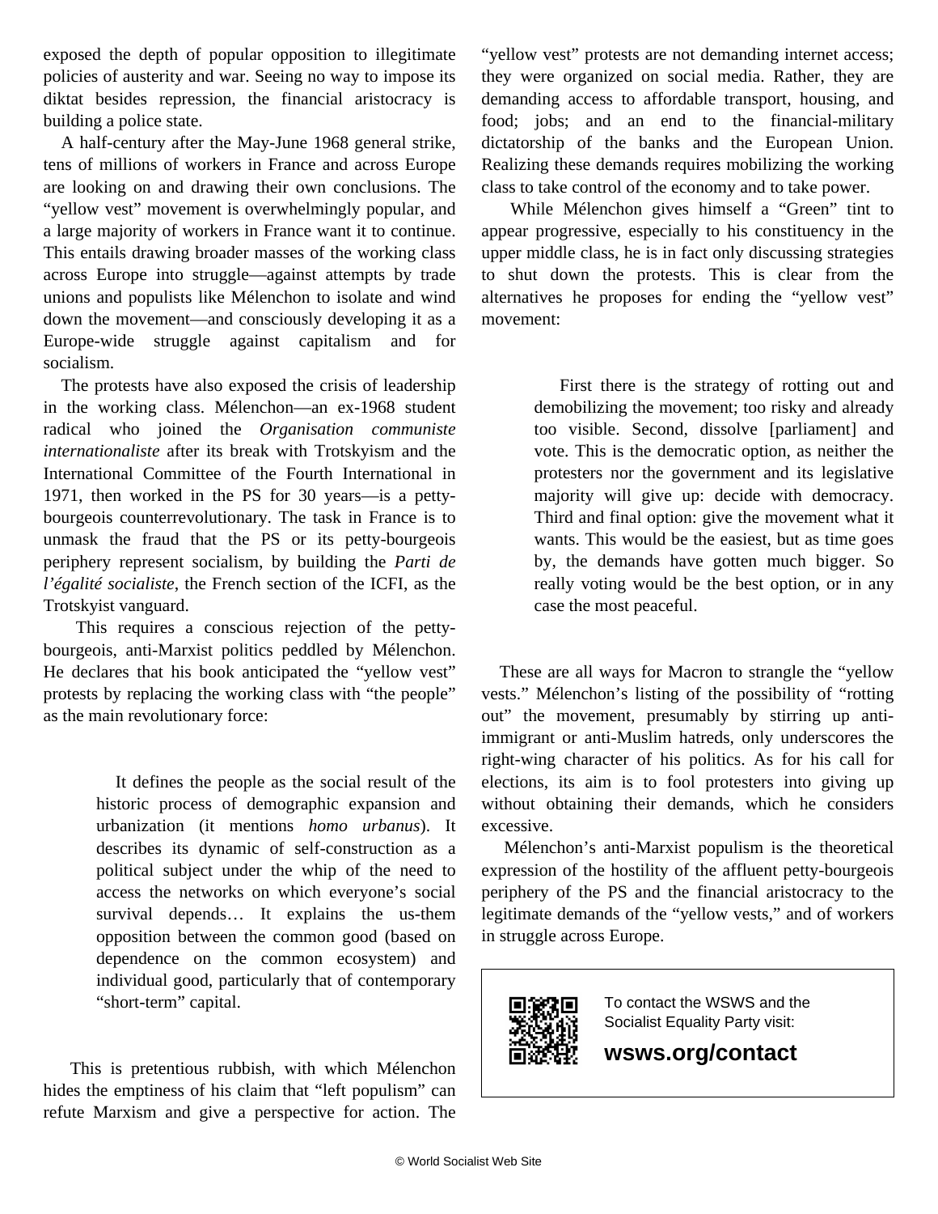exposed the depth of popular opposition to illegitimate policies of austerity and war. Seeing no way to impose its diktat besides repression, the financial aristocracy is building a police state.

A half-century after the May-June 1968 general strike, tens of millions of workers in France and across Europe are looking on and drawing their own conclusions. The "yellow vest" movement is overwhelmingly popular, and a large majority of workers in France want it to continue. This entails drawing broader masses of the working class across Europe into struggle—against attempts by trade unions and populists like Mélenchon to isolate and wind down the movement—and consciously developing it as a Europe-wide struggle against capitalism and for socialism.

The protests have also exposed the crisis of leadership in the working class. Mélenchon—an ex-1968 student radical who joined the *Organisation communiste internationaliste* after its break with Trotskyism and the International Committee of the Fourth International in 1971, then worked in the PS for 30 years—is a petty-bourgeois counterrevolutionary. The task in France is to unmask the fraud that the PS or its petty-bourgeois periphery represent socialism, by building the *Parti de l'égalité socialiste*, the French section of the ICFI, as the Trotskyist vanguard.

This requires a conscious rejection of the petty-bourgeois, anti-Marxist politics peddled by Mélenchon. He declares that his book anticipated the "yellow vest" protests by replacing the working class with "the people" as the main revolutionary force:

> It defines the people as the social result of the historic process of demographic expansion and urbanization (it mentions *homo urbanus*). It describes its dynamic of self-construction as a political subject under the whip of the need to access the networks on which everyone's social survival depends… It explains the us-them opposition between the common good (based on dependence on the common ecosystem) and individual good, particularly that of contemporary "short-term" capital.

This is pretentious rubbish, with which Mélenchon hides the emptiness of his claim that "left populism" can refute Marxism and give a perspective for action. The "yellow vest" protests are not demanding internet access; they were organized on social media. Rather, they are demanding access to affordable transport, housing, and food; jobs; and an end to the financial-military dictatorship of the banks and the European Union. Realizing these demands requires mobilizing the working class to take control of the economy and to take power.

While Mélenchon gives himself a "Green" tint to appear progressive, especially to his constituency in the upper middle class, he is in fact only discussing strategies to shut down the protests. This is clear from the alternatives he proposes for ending the "yellow vest" movement:

> First there is the strategy of rotting out and demobilizing the movement; too risky and already too visible. Second, dissolve [parliament] and vote. This is the democratic option, as neither the protesters nor the government and its legislative majority will give up: decide with democracy. Third and final option: give the movement what it wants. This would be the easiest, but as time goes by, the demands have gotten much bigger. So really voting would be the best option, or in any case the most peaceful.

These are all ways for Macron to strangle the "yellow vests." Mélenchon's listing of the possibility of "rotting out" the movement, presumably by stirring up anti-immigrant or anti-Muslim hatreds, only underscores the right-wing character of his politics. As for his call for elections, its aim is to fool protesters into giving up without obtaining their demands, which he considers excessive.

Mélenchon's anti-Marxist populism is the theoretical expression of the hostility of the affluent petty-bourgeois periphery of the PS and the financial aristocracy to the legitimate demands of the "yellow vests," and of workers in struggle across Europe.

To contact the WSWS and the Socialist Equality Party visit:

**wsws.org/contact**